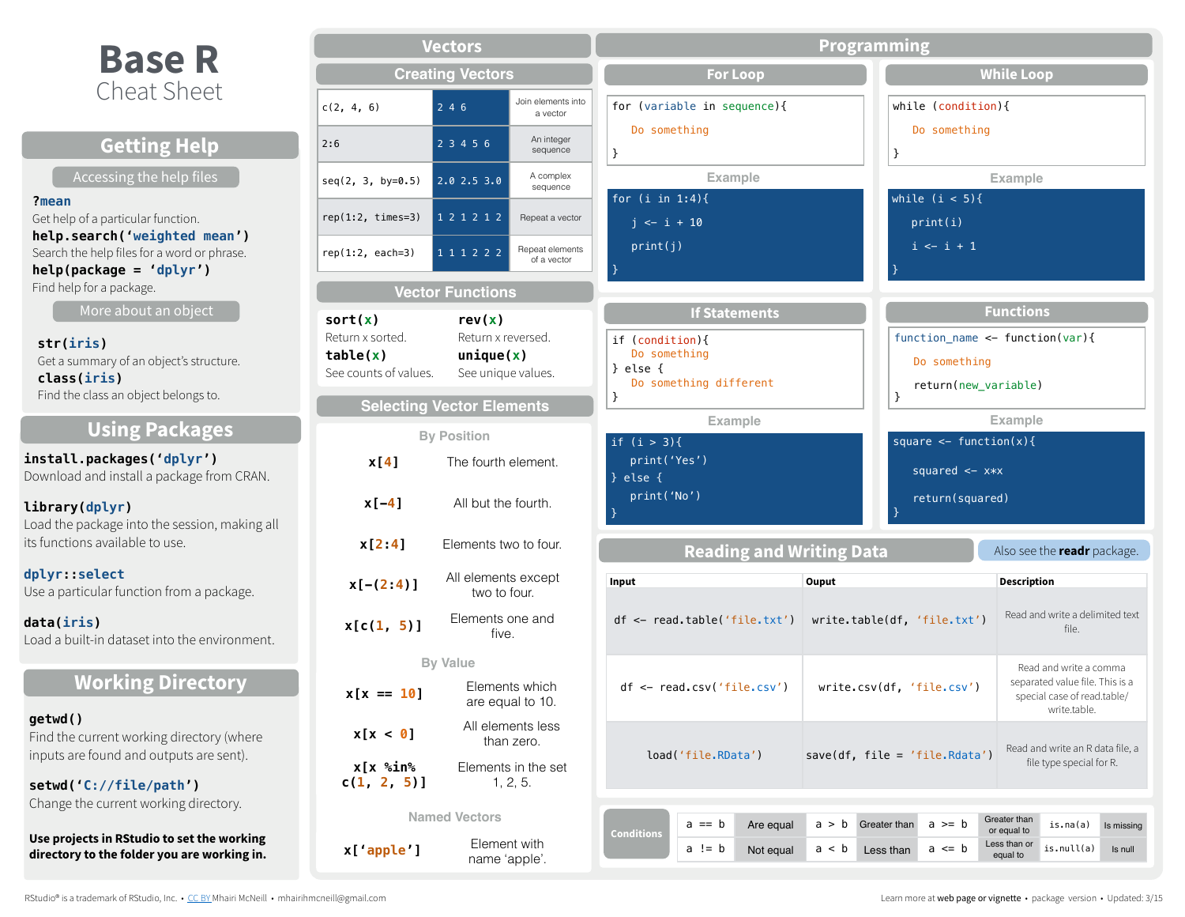# Base R
Cheat Sheet

## Getting Help

### Accessing the help files

**?mean**
Get help of a particular function.

**help.search('weighted mean')**
Search the help files for a word or phrase.

**help(package = 'dplyr')**
Find help for a package.

### More about an object

**str(iris)**
Get a summary of an object's structure.

**class(iris)**
Find the class an object belongs to.

## Using Packages

**install.packages('dplyr')**
Download and install a package from CRAN.

**library(dplyr)**
Load the package into the session, making all its functions available to use.

**dplyr::select**
Use a particular function from a package.

**data(iris)**
Load a built-in dataset into the environment.

## Working Directory

**getwd()**
Find the current working directory (where inputs are found and outputs are sent).

**setwd('C://file/path')**
Change the current working directory.

**Use projects in RStudio to set the working directory to the folder you are working in.**

## Vectors

### Creating Vectors

| Code | Result | Description |
|---|---|---|
| `c(2, 4, 6)` | 2 4 6 | Join elements into a vector |
| `2:6` | 2 3 4 5 6 | An integer sequence |
| `seq(2, 3, by=0.5)` | 2.0 2.5 3.0 | A complex sequence |
| `rep(1:2, times=3)` | 1 2 1 2 1 2 | Repeat a vector |
| `rep(1:2, each=3)` | 1 1 1 2 2 2 | Repeat elements of a vector |

### Vector Functions

**sort(x)**
Return x sorted.

**rev(x)**
Return x reversed.

**table(x)**
See counts of values.

**unique(x)**
See unique values.

### Selecting Vector Elements

#### By Position

| Code | Description |
|---|---|
| `x[4]` | The fourth element. |
| `x[-4]` | All but the fourth. |
| `x[2:4]` | Elements two to four. |
| `x[-(2:4)]` | All elements except two to four. |
| `x[c(1, 5)]` | Elements one and five. |

#### By Value

| Code | Description |
|---|---|
| `x[x == 10]` | Elements which are equal to 10. |
| `x[x < 0]` | All elements less than zero. |
| `x[x %in% c(1, 2, 5)]` | Elements in the set 1, 2, 5. |

#### Named Vectors

| Code | Description |
|---|---|
| `x['apple']` | Element with name 'apple'. |

## Programming

### For Loop

```
for (variable in sequence){
  Do something
}
```

Example

```
for (i in 1:4){
  j <- i + 10
  print(j)
}
```

### While Loop

```
while (condition){
  Do something
}
```

Example

```
while (i < 5){
  print(i)
  i <- i + 1
}
```

### If Statements

```
if (condition){
  Do something
} else {
  Do something different
}
```

Example

```
if (i > 3){
  print('Yes')
} else {
  print('No')
}
```

### Functions

```
function_name <- function(var){
  Do something
  return(new_variable)
}
```

Example

```
square <- function(x){
  squared <- x*x
  return(squared)
}
```

## Reading and Writing Data

Also see the **readr** package.

| Input | Ouput | Description |
|---|---|---|
| `df <- read.table('file.txt')` | `write.table(df, 'file.txt')` | Read and write a delimited text file. |
| `df <- read.csv('file.csv')` | `write.csv(df, 'file.csv')` | Read and write a comma separated value file. This is a special case of read.table/write.table. |
| `load('file.RData')` | `save(df, file = 'file.Rdata')` | Read and write an R data file, a file type special for R. |

### Conditions

| | | | | | | | |
|---|---|---|---|---|---|---|---|
| `a == b` | Are equal | `a > b` | Greater than | `a >= b` | Greater than or equal to | `is.na(a)` | Is missing |
| `a != b` | Not equal | `a < b` | Less than | `a <= b` | Less than or equal to | `is.null(a)` | Is null |

RStudio® is a trademark of RStudio, Inc. • CC BY Mhairi McNeill • mhairihmcneill@gmail.com

Learn more at web page or vignette • package version • Updated: 3/15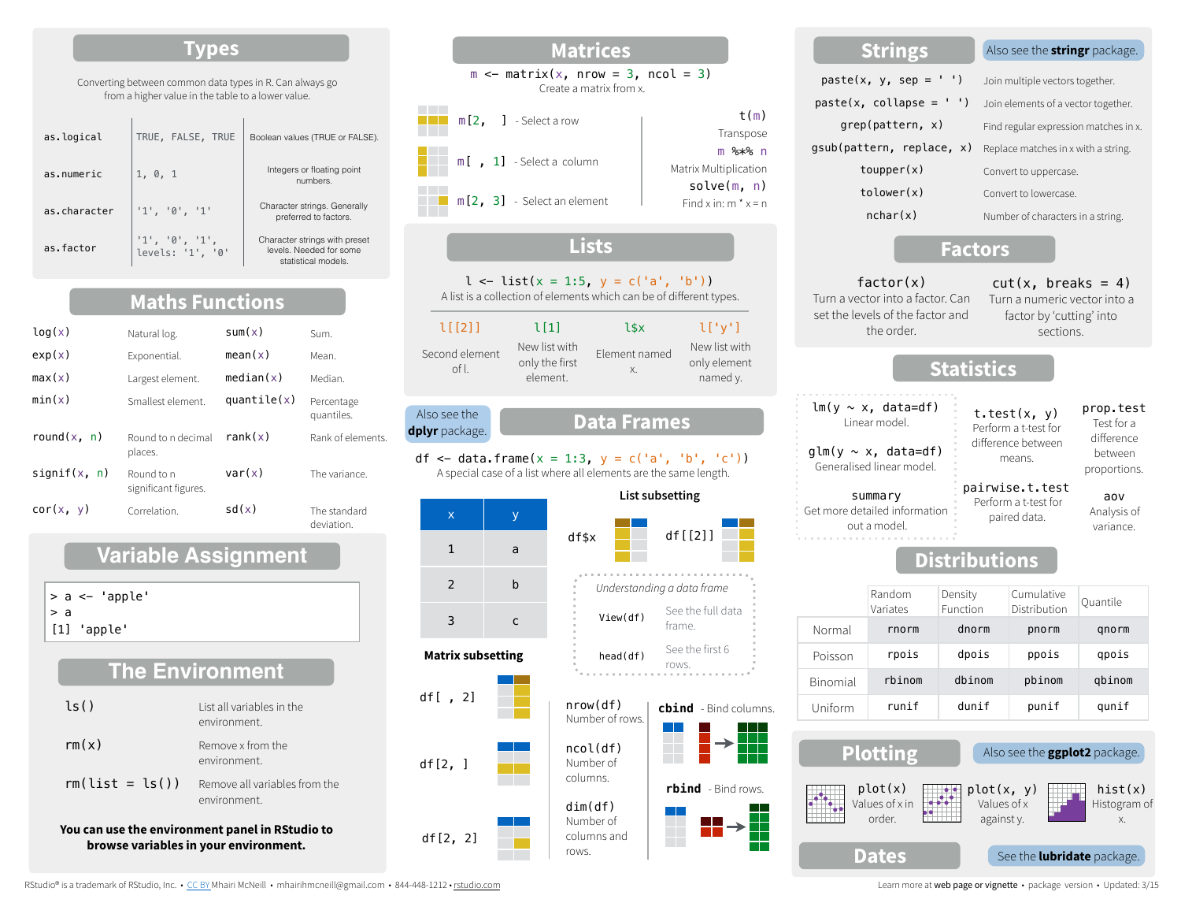## Types

Converting between common data types in R. Can always go from a higher value in the table to a lower value.

| | | |
|---|---|---|
| `as.logical` | `TRUE, FALSE, TRUE` | Boolean values (TRUE or FALSE). |
| `as.numeric` | `1, 0, 1` | Integers or floating point numbers. |
| `as.character` | `'1', '0', '1'` | Character strings. Generally preferred to factors. |
| `as.factor` | `'1', '0', '1', levels: '1', '0'` | Character strings with preset levels. Needed for some statistical models. |

## Maths Functions

| | | | |
|---|---|---|---|
| `log(x)` | Natural log. | `sum(x)` | Sum. |
| `exp(x)` | Exponential. | `mean(x)` | Mean. |
| `max(x)` | Largest element. | `median(x)` | Median. |
| `min(x)` | Smallest element. | `quantile(x)` | Percentage quantiles. |
| `round(x, n)` | Round to n decimal places. | `rank(x)` | Rank of elements. |
| `signif(x, n)` | Round to n significant figures. | `var(x)` | The variance. |
| `cor(x, y)` | Correlation. | `sd(x)` | The standard deviation. |

## Variable Assignment

```
> a <- 'apple'
> a
[1] 'apple'
```

## The Environment

| | |
|---|---|
| `ls()` | List all variables in the environment. |
| `rm(x)` | Remove x from the environment. |
| `rm(list = ls())` | Remove all variables from the environment. |

**You can use the environment panel in RStudio to browse variables in your environment.**

## Matrices

`m <- matrix(x, nrow = 3, ncol = 3)`
Create a matrix from x.

- `m[2, ]` - Select a row
- `m[ , 1]` - Select a column
- `m[2, 3]` - Select an element

`t(m)`
Transpose

`m %*% n`
Matrix Multiplication

`solve(m, n)`
Find x in: m * x = n

## Lists

`l <- list(x = 1:5, y = c('a', 'b'))`
A list is a collection of elements which can be of different types.

| `l[[2]]` | `l[1]` | `l$x` | `l['y']` |
|---|---|---|---|
| Second element of l. | New list with only the first element. | Element named x. | New list with only element named y. |

## Data Frames

Also see the **dplyr** package.

`df <- data.frame(x = 1:3, y = c('a', 'b', 'c'))`
A special case of a list where all elements are the same length.

| x | y |
|---|---|
| 1 | a |
| 2 | b |
| 3 | c |

**List subsetting**

`df$x` `df[[2]]`

*Understanding a data frame*

- `View(df)` See the full data frame.
- `head(df)` See the first 6 rows.

**Matrix subsetting**

`df[ , 2]`

`df[2, ]`

`df[2, 2]`

- `nrow(df)` Number of rows.
- `ncol(df)` Number of columns.
- `dim(df)` Number of columns and rows.

**cbind** - Bind columns.

**rbind** - Bind rows.

## Strings

Also see the **stringr** package.

| | |
|---|---|
| `paste(x, y, sep = ' ')` | Join multiple vectors together. |
| `paste(x, collapse = ' ')` | Join elements of a vector together. |
| `grep(pattern, x)` | Find regular expression matches in x. |
| `gsub(pattern, replace, x)` | Replace matches in x with a string. |
| `toupper(x)` | Convert to uppercase. |
| `tolower(x)` | Convert to lowercase. |
| `nchar(x)` | Number of characters in a string. |

## Factors

`factor(x)`
Turn a vector into a factor. Can set the levels of the factor and the order.

`cut(x, breaks = 4)`
Turn a numeric vector into a factor by 'cutting' into sections.

## Statistics

- `lm(y ~ x, data=df)` Linear model.
- `glm(y ~ x, data=df)` Generalised linear model.
- `summary` Get more detailed information out a model.
- `t.test(x, y)` Perform a t-test for difference between means.
- `pairwise.t.test` Perform a t-test for paired data.
- `prop.test` Test for a difference between proportions.
- `aov` Analysis of variance.

## Distributions

| | Random Variates | Density Function | Cumulative Distribution | Quantile |
|---|---|---|---|---|
| Normal | `rnorm` | `dnorm` | `pnorm` | `qnorm` |
| Poisson | `rpois` | `dpois` | `ppois` | `qpois` |
| Binomial | `rbinom` | `dbinom` | `pbinom` | `qbinom` |
| Uniform | `runif` | `dunif` | `punif` | `qunif` |

## Plotting

Also see the **ggplot2** package.

- `plot(x)` Values of x in order.
- `plot(x, y)` Values of x against y.
- `hist(x)` Histogram of x.

## Dates

See the **lubridate** package.

RStudio® is a trademark of RStudio, Inc. • CC BY Mhairi McNeill • mhairihmcneill@gmail.com • 844-448-1212 • rstudio.com

Learn more at web page or vignette • package version • Updated: 3/15